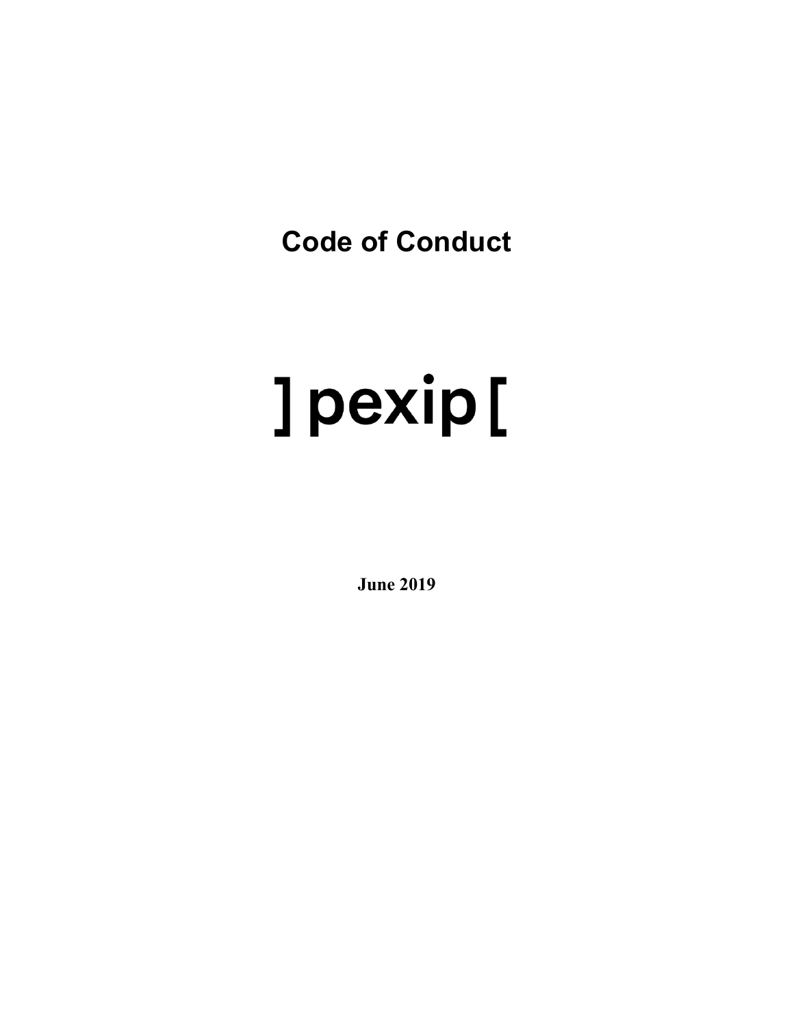# Code of Conduct

]pexip[

**June 2019**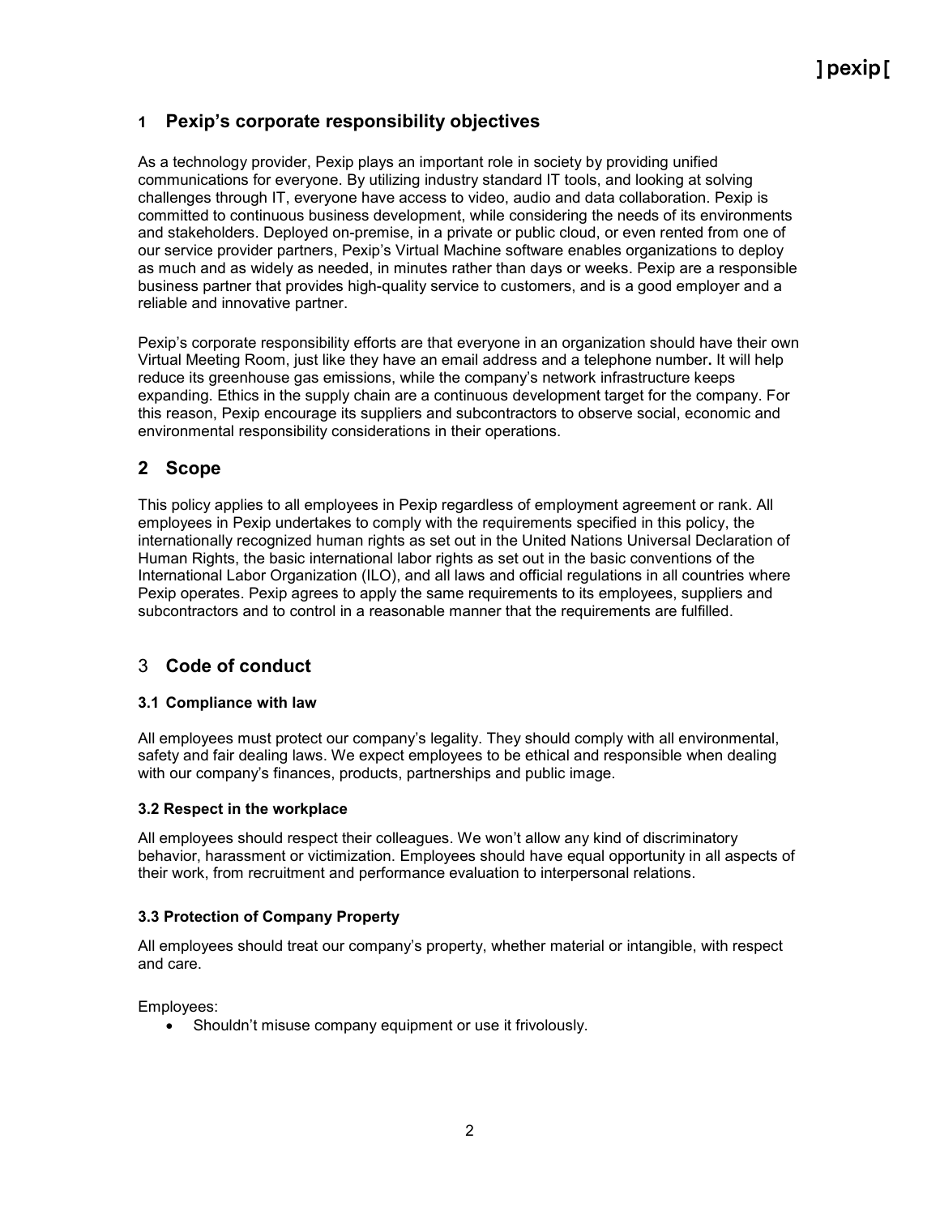## 1 Pexip's corporate responsibility objectives

As a technology provider, Pexip plays an important role in society by providing unified communications for everyone. By utilizing industry standard IT tools, and looking at solving challenges through IT, everyone have access to video, audio and data collaboration. Pexip is committed to continuous business development, while considering the needs of its environments and stakeholders. Deployed on-premise, in a private or public cloud, or even rented from one of our service provider partners, Pexip's Virtual Machine software enables organizations to deploy as much and as widely as needed, in minutes rather than days or weeks. Pexip are a responsible business partner that provides high-quality service to customers, and is a good employer and a reliable and innovative partner.

Pexip's corporate responsibility efforts are that everyone in an organization should have their own Virtual Meeting Room, just like they have an email address and a telephone number**.** It will help reduce its greenhouse gas emissions, while the company's network infrastructure keeps expanding. Ethics in the supply chain are a continuous development target for the company. For this reason, Pexip encourage its suppliers and subcontractors to observe social, economic and environmental responsibility considerations in their operations.

## 2 Scope

This policy applies to all employees in Pexip regardless of employment agreement or rank. All employees in Pexip undertakes to comply with the requirements specified in this policy, the internationally recognized human rights as set out in the United Nations Universal Declaration of Human Rights, the basic international labor rights as set out in the basic conventions of the International Labor Organization (ILO), and all laws and official regulations in all countries where Pexip operates. Pexip agrees to apply the same requirements to its employees, suppliers and subcontractors and to control in a reasonable manner that the requirements are fulfilled.

## 3 Code of conduct

### 3.1 Compliance with law

All employees must protect our company's legality. They should comply with all environmental, safety and fair dealing laws. We expect employees to be ethical and responsible when dealing with our company's finances, products, partnerships and public image.

### 3.2 Respect in the workplace

All employees should respect their colleagues. We won't allow any kind of discriminatory behavior, harassment or victimization. Employees should have equal opportunity in all aspects of their work, from recruitment and performance evaluation to interpersonal relations.

### 3.3 Protection of Company Property

All employees should treat our company's property, whether material or intangible, with respect and care.

Employees:

- Shouldn't misuse company equipment or use it frivolously.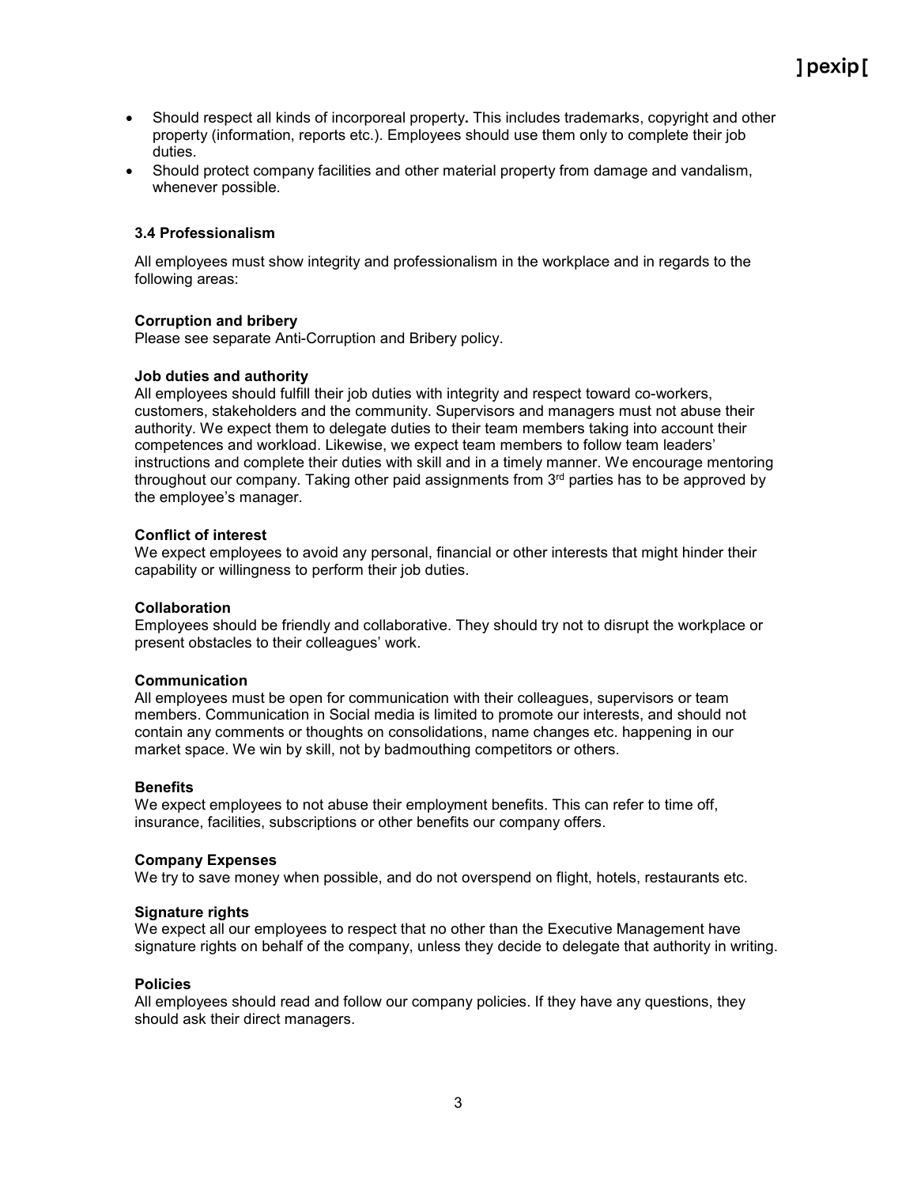- Should respect all kinds of incorporeal property**.** This includes trademarks, copyright and other property (information, reports etc.). Employees should use them only to complete their job duties.
- Should protect company facilities and other material property from damage and vandalism, whenever possible.

### 3.4 Professionalism

All employees must show integrity and professionalism in the workplace and in regards to the following areas:

**Corruption and bribery**
Please see separate Anti-Corruption and Bribery policy.

**Job duties and authority**
All employees should fulfill their job duties with integrity and respect toward co-workers, customers, stakeholders and the community. Supervisors and managers must not abuse their authority. We expect them to delegate duties to their team members taking into account their competences and workload. Likewise, we expect team members to follow team leaders' instructions and complete their duties with skill and in a timely manner. We encourage mentoring throughout our company. Taking other paid assignments from 3rd parties has to be approved by the employee's manager.

**Conflict of interest**
We expect employees to avoid any personal, financial or other interests that might hinder their capability or willingness to perform their job duties.

**Collaboration**
Employees should be friendly and collaborative. They should try not to disrupt the workplace or present obstacles to their colleagues' work.

**Communication**
All employees must be open for communication with their colleagues, supervisors or team members. Communication in Social media is limited to promote our interests, and should not contain any comments or thoughts on consolidations, name changes etc. happening in our market space. We win by skill, not by badmouthing competitors or others.

**Benefits**
We expect employees to not abuse their employment benefits. This can refer to time off, insurance, facilities, subscriptions or other benefits our company offers.

**Company Expenses**
We try to save money when possible, and do not overspend on flight, hotels, restaurants etc.

**Signature rights**
We expect all our employees to respect that no other than the Executive Management have signature rights on behalf of the company, unless they decide to delegate that authority in writing.

**Policies**
All employees should read and follow our company policies. If they have any questions, they should ask their direct managers.